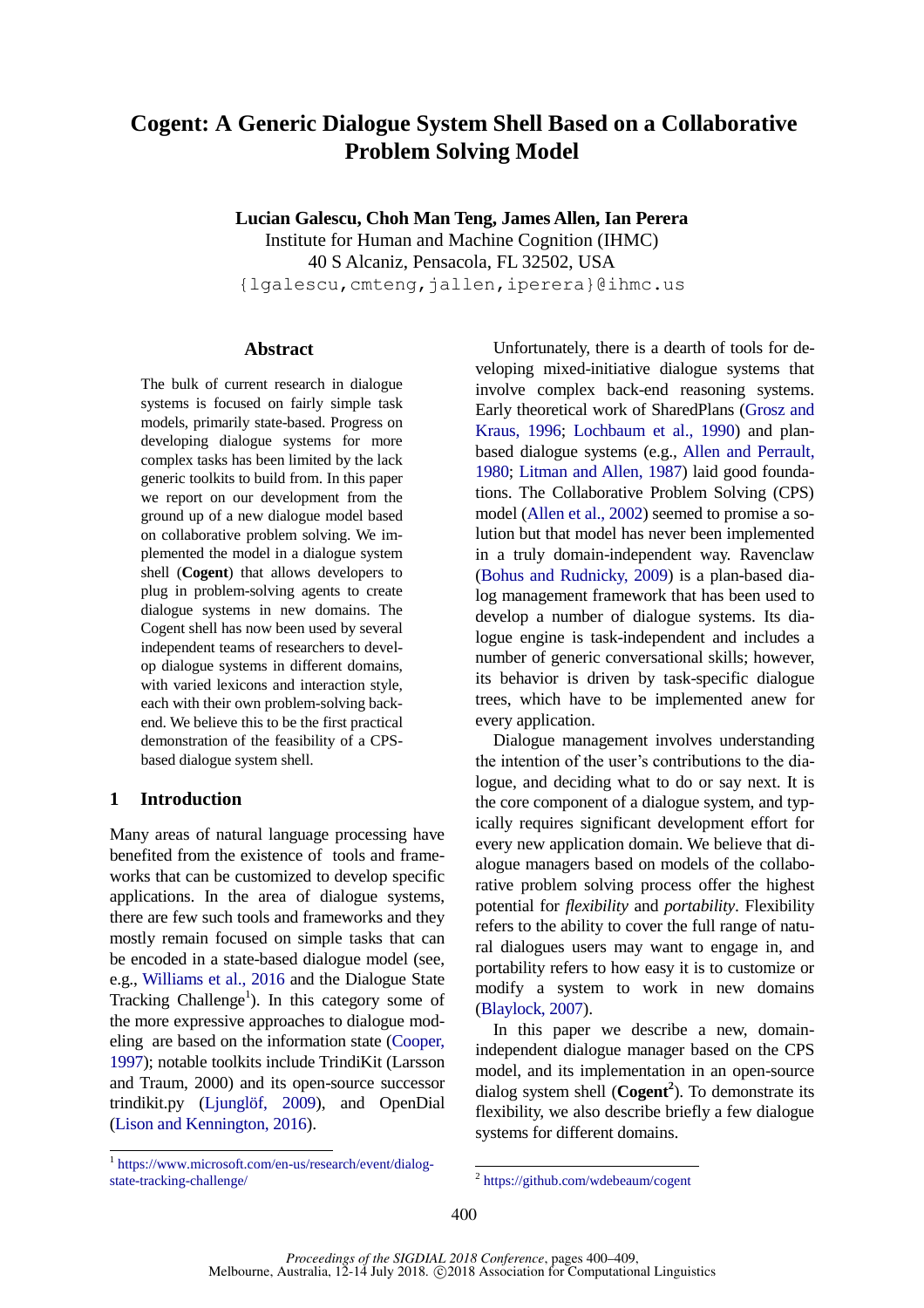# Cogent: A Generic Dialogue System Shell Based on a Collaborative Problem Solving Model

**Lucian Galescu, Choh Man Teng, James Allen, Ian Perera**
Institute for Human and Machine Cognition (IHMC)
40 S Alcaniz, Pensacola, FL 32502, USA
{lgalescu,cmteng,jallen,iperera}@ihmc.us

## Abstract

The bulk of current research in dialogue systems is focused on fairly simple task models, primarily state-based. Progress on developing dialogue systems for more complex tasks has been limited by the lack generic toolkits to build from. In this paper we report on our development from the ground up of a new dialogue model based on collaborative problem solving. We implemented the model in a dialogue system shell (**Cogent**) that allows developers to plug in problem-solving agents to create dialogue systems in new domains. The Cogent shell has now been used by several independent teams of researchers to develop dialogue systems in different domains, with varied lexicons and interaction style, each with their own problem-solving back-end. We believe this to be the first practical demonstration of the feasibility of a CPS-based dialogue system shell.

## 1 Introduction

Many areas of natural language processing have benefited from the existence of tools and frameworks that can be customized to develop specific applications. In the area of dialogue systems, there are few such tools and frameworks and they mostly remain focused on simple tasks that can be encoded in a state-based dialogue model (see, e.g., Williams et al., 2016 and the Dialogue State Tracking Challenge[1]). In this category some of the more expressive approaches to dialogue modeling are based on the information state (Cooper, 1997); notable toolkits include TrindiKit (Larsson and Traum, 2000) and its open-source successor trindikit.py (Ljunglöf, 2009), and OpenDial (Lison and Kennington, 2016).

Unfortunately, there is a dearth of tools for developing mixed-initiative dialogue systems that involve complex back-end reasoning systems. Early theoretical work of SharedPlans (Grosz and Kraus, 1996; Lochbaum et al., 1990) and plan-based dialogue systems (e.g., Allen and Perrault, 1980; Litman and Allen, 1987) laid good foundations. The Collaborative Problem Solving (CPS) model (Allen et al., 2002) seemed to promise a solution but that model has never been implemented in a truly domain-independent way. Ravenclaw (Bohus and Rudnicky, 2009) is a plan-based dialog management framework that has been used to develop a number of dialogue systems. Its dialogue engine is task-independent and includes a number of generic conversational skills; however, its behavior is driven by task-specific dialogue trees, which have to be implemented anew for every application.

Dialogue management involves understanding the intention of the user's contributions to the dialogue, and deciding what to do or say next. It is the core component of a dialogue system, and typically requires significant development effort for every new application domain. We believe that dialogue managers based on models of the collaborative problem solving process offer the highest potential for *flexibility* and *portability*. Flexibility refers to the ability to cover the full range of natural dialogues users may want to engage in, and portability refers to how easy it is to customize or modify a system to work in new domains (Blaylock, 2007).

In this paper we describe a new, domain-independent dialogue manager based on the CPS model, and its implementation in an open-source dialog system shell (**Cogent**[2]). To demonstrate its flexibility, we also describe briefly a few dialogue systems for different domains.

[1] https://www.microsoft.com/en-us/research/event/dialog-state-tracking-challenge/

[2] https://github.com/wdebeaum/cogent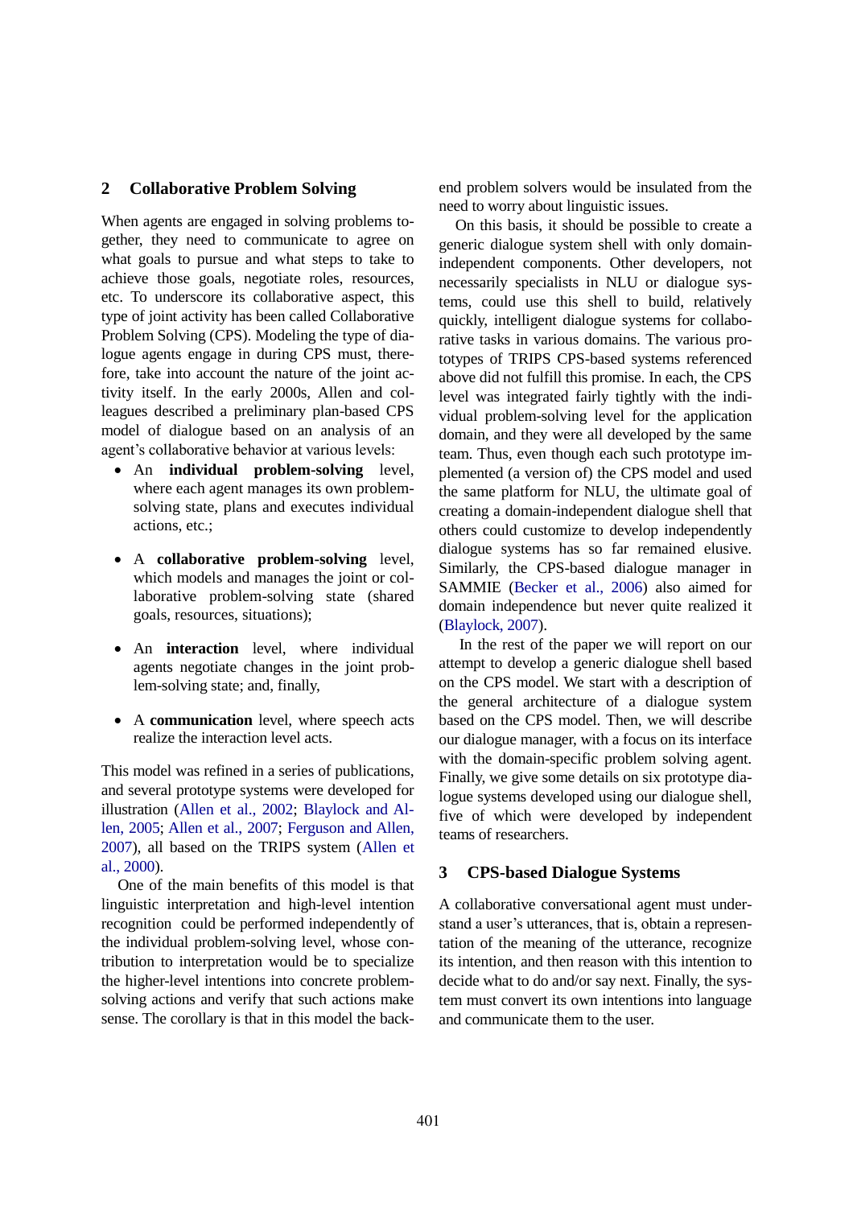## 2 Collaborative Problem Solving

When agents are engaged in solving problems together, they need to communicate to agree on what goals to pursue and what steps to take to achieve those goals, negotiate roles, resources, etc. To underscore its collaborative aspect, this type of joint activity has been called Collaborative Problem Solving (CPS). Modeling the type of dialogue agents engage in during CPS must, therefore, take into account the nature of the joint activity itself. In the early 2000s, Allen and colleagues described a preliminary plan-based CPS model of dialogue based on an analysis of an agent's collaborative behavior at various levels:

- An **individual problem-solving** level, where each agent manages its own problem-solving state, plans and executes individual actions, etc.;
- A **collaborative problem-solving** level, which models and manages the joint or collaborative problem-solving state (shared goals, resources, situations);
- An **interaction** level, where individual agents negotiate changes in the joint problem-solving state; and, finally,
- A **communication** level, where speech acts realize the interaction level acts.

This model was refined in a series of publications, and several prototype systems were developed for illustration (Allen et al., 2002; Blaylock and Allen, 2005; Allen et al., 2007; Ferguson and Allen, 2007), all based on the TRIPS system (Allen et al., 2000).

One of the main benefits of this model is that linguistic interpretation and high-level intention recognition could be performed independently of the individual problem-solving level, whose contribution to interpretation would be to specialize the higher-level intentions into concrete problem-solving actions and verify that such actions make sense. The corollary is that in this model the back-end problem solvers would be insulated from the need to worry about linguistic issues.

On this basis, it should be possible to create a generic dialogue system shell with only domain-independent components. Other developers, not necessarily specialists in NLU or dialogue systems, could use this shell to build, relatively quickly, intelligent dialogue systems for collaborative tasks in various domains. The various prototypes of TRIPS CPS-based systems referenced above did not fulfill this promise. In each, the CPS level was integrated fairly tightly with the individual problem-solving level for the application domain, and they were all developed by the same team. Thus, even though each such prototype implemented (a version of) the CPS model and used the same platform for NLU, the ultimate goal of creating a domain-independent dialogue shell that others could customize to develop independently dialogue systems has so far remained elusive. Similarly, the CPS-based dialogue manager in SAMMIE (Becker et al., 2006) also aimed for domain independence but never quite realized it (Blaylock, 2007).

In the rest of the paper we will report on our attempt to develop a generic dialogue shell based on the CPS model. We start with a description of the general architecture of a dialogue system based on the CPS model. Then, we will describe our dialogue manager, with a focus on its interface with the domain-specific problem solving agent. Finally, we give some details on six prototype dialogue systems developed using our dialogue shell, five of which were developed by independent teams of researchers.

## 3 CPS-based Dialogue Systems

A collaborative conversational agent must understand a user's utterances, that is, obtain a representation of the meaning of the utterance, recognize its intention, and then reason with this intention to decide what to do and/or say next. Finally, the system must convert its own intentions into language and communicate them to the user.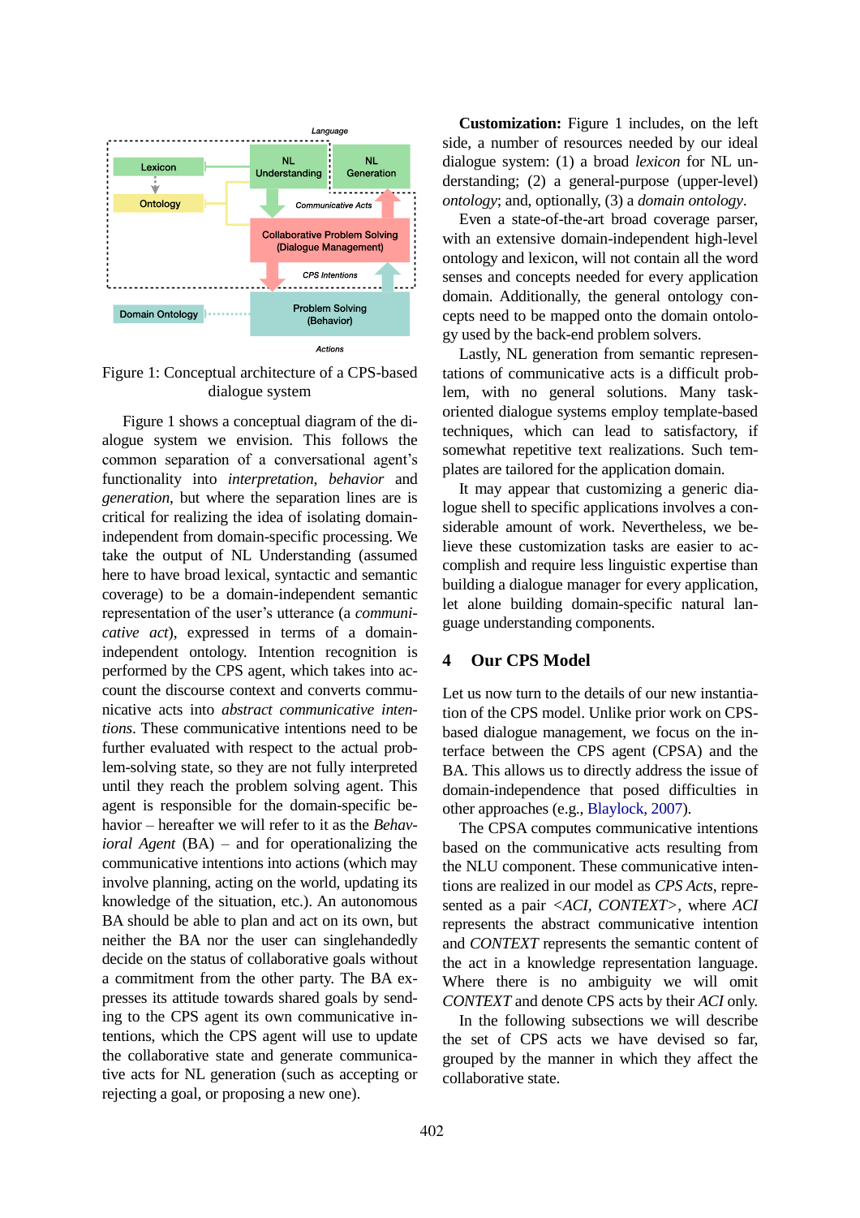Figure 1: Conceptual architecture of a CPS-based dialogue system

Figure 1 shows a conceptual diagram of the dialogue system we envision. This follows the common separation of a conversational agent's functionality into *interpretation*, *behavior* and *generation*, but where the separation lines are is critical for realizing the idea of isolating domain-independent from domain-specific processing. We take the output of NL Understanding (assumed here to have broad lexical, syntactic and semantic coverage) to be a domain-independent semantic representation of the user's utterance (a *communicative act*), expressed in terms of a domain-independent ontology. Intention recognition is performed by the CPS agent, which takes into account the discourse context and converts communicative acts into *abstract communicative intentions*. These communicative intentions need to be further evaluated with respect to the actual problem-solving state, so they are not fully interpreted until they reach the problem solving agent. This agent is responsible for the domain-specific behavior – hereafter we will refer to it as the *Behavioral Agent* (BA) – and for operationalizing the communicative intentions into actions (which may involve planning, acting on the world, updating its knowledge of the situation, etc.). An autonomous BA should be able to plan and act on its own, but neither the BA nor the user can singlehandedly decide on the status of collaborative goals without a commitment from the other party. The BA expresses its attitude towards shared goals by sending to the CPS agent its own communicative intentions, which the CPS agent will use to update the collaborative state and generate communicative acts for NL generation (such as accepting or rejecting a goal, or proposing a new one).

**Customization:** Figure 1 includes, on the left side, a number of resources needed by our ideal dialogue system: (1) a broad *lexicon* for NL understanding; (2) a general-purpose (upper-level) *ontology*; and, optionally, (3) a *domain ontology*.

Even a state-of-the-art broad coverage parser, with an extensive domain-independent high-level ontology and lexicon, will not contain all the word senses and concepts needed for every application domain. Additionally, the general ontology concepts need to be mapped onto the domain ontology used by the back-end problem solvers.

Lastly, NL generation from semantic representations of communicative acts is a difficult problem, with no general solutions. Many task-oriented dialogue systems employ template-based techniques, which can lead to satisfactory, if somewhat repetitive text realizations. Such templates are tailored for the application domain.

It may appear that customizing a generic dialogue shell to specific applications involves a considerable amount of work. Nevertheless, we believe these customization tasks are easier to accomplish and require less linguistic expertise than building a dialogue manager for every application, let alone building domain-specific natural language understanding components.

## 4 Our CPS Model

Let us now turn to the details of our new instantiation of the CPS model. Unlike prior work on CPS-based dialogue management, we focus on the interface between the CPS agent (CPSA) and the BA. This allows us to directly address the issue of domain-independence that posed difficulties in other approaches (e.g., Blaylock, 2007).

The CPSA computes communicative intentions based on the communicative acts resulting from the NLU component. These communicative intentions are realized in our model as *CPS Acts*, represented as a pair <*ACI*, *CONTEXT*>, where *ACI* represents the abstract communicative intention and *CONTEXT* represents the semantic content of the act in a knowledge representation language. Where there is no ambiguity we will omit *CONTEXT* and denote CPS acts by their *ACI* only.

In the following subsections we will describe the set of CPS acts we have devised so far, grouped by the manner in which they affect the collaborative state.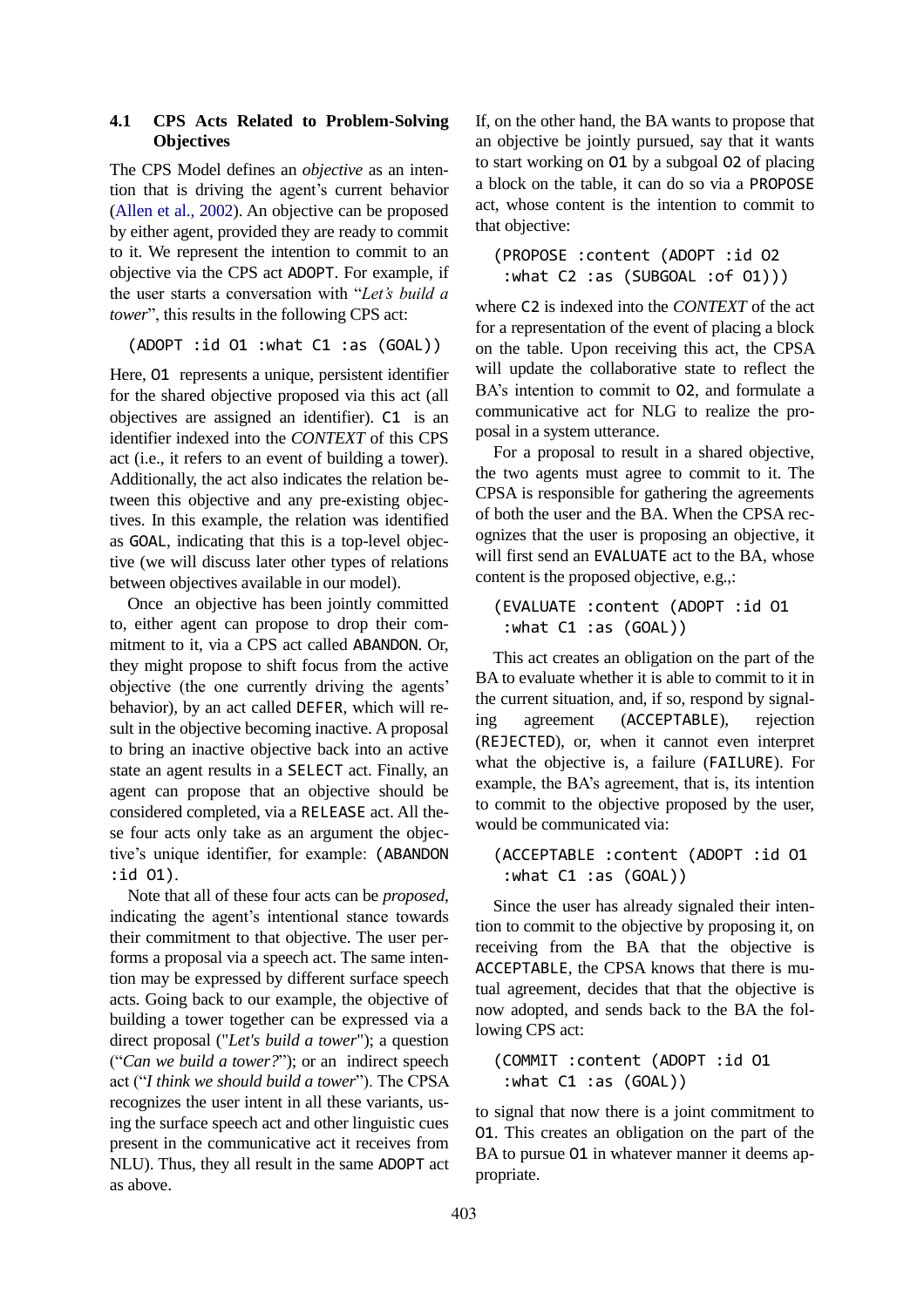### 4.1 CPS Acts Related to Problem-Solving Objectives

The CPS Model defines an *objective* as an intention that is driving the agent's current behavior (Allen et al., 2002). An objective can be proposed by either agent, provided they are ready to commit to it. We represent the intention to commit to an objective via the CPS act `ADOPT`. For example, if the user starts a conversation with "*Let's build a tower*", this results in the following CPS act:

```
(ADOPT :id O1 :what C1 :as (GOAL))
```

Here, `O1` represents a unique, persistent identifier for the shared objective proposed via this act (all objectives are assigned an identifier). `C1` is an identifier indexed into the *CONTEXT* of this CPS act (i.e., it refers to an event of building a tower). Additionally, the act also indicates the relation between this objective and any pre-existing objectives. In this example, the relation was identified as `GOAL`, indicating that this is a top-level objective (we will discuss later other types of relations between objectives available in our model).

Once an objective has been jointly committed to, either agent can propose to drop their commitment to it, via a CPS act called `ABANDON`. Or, they might propose to shift focus from the active objective (the one currently driving the agents' behavior), by an act called `DEFER`, which will result in the objective becoming inactive. A proposal to bring an inactive objective back into an active state an agent results in a `SELECT` act. Finally, an agent can propose that an objective should be considered completed, via a `RELEASE` act. All these four acts only take as an argument the objective's unique identifier, for example: `(ABANDON :id O1)`.

Note that all of these four acts can be *proposed*, indicating the agent's intentional stance towards their commitment to that objective. The user performs a proposal via a speech act. The same intention may be expressed by different surface speech acts. Going back to our example, the objective of building a tower together can be expressed via a direct proposal ("*Let's build a tower*"); a question ("*Can we build a tower?*"); or an indirect speech act ("*I think we should build a tower*"). The CPSA recognizes the user intent in all these variants, using the surface speech act and other linguistic cues present in the communicative act it receives from NLU). Thus, they all result in the same `ADOPT` act as above.

If, on the other hand, the BA wants to propose that an objective be jointly pursued, say that it wants to start working on `O1` by a subgoal `O2` of placing a block on the table, it can do so via a `PROPOSE` act, whose content is the intention to commit to that objective:

```
(PROPOSE :content (ADOPT :id O2
 :what C2 :as (SUBGOAL :of O1)))
```

where `C2` is indexed into the *CONTEXT* of the act for a representation of the event of placing a block on the table. Upon receiving this act, the CPSA will update the collaborative state to reflect the BA's intention to commit to `O2`, and formulate a communicative act for NLG to realize the proposal in a system utterance.

For a proposal to result in a shared objective, the two agents must agree to commit to it. The CPSA is responsible for gathering the agreements of both the user and the BA. When the CPSA recognizes that the user is proposing an objective, it will first send an `EVALUATE` act to the BA, whose content is the proposed objective, e.g.,:

```
(EVALUATE :content (ADOPT :id O1
 :what C1 :as (GOAL))
```

This act creates an obligation on the part of the BA to evaluate whether it is able to commit to it in the current situation, and, if so, respond by signaling agreement (`ACCEPTABLE`), rejection (`REJECTED`), or, when it cannot even interpret what the objective is, a failure (`FAILURE`). For example, the BA's agreement, that is, its intention to commit to the objective proposed by the user, would be communicated via:

```
(ACCEPTABLE :content (ADOPT :id O1
 :what C1 :as (GOAL))
```

Since the user has already signaled their intention to commit to the objective by proposing it, on receiving from the BA that the objective is `ACCEPTABLE`, the CPSA knows that there is mutual agreement, decides that that the objective is now adopted, and sends back to the BA the following CPS act:

```
(COMMIT :content (ADOPT :id O1
 :what C1 :as (GOAL))
```

to signal that now there is a joint commitment to `O1`. This creates an obligation on the part of the BA to pursue `O1` in whatever manner it deems appropriate.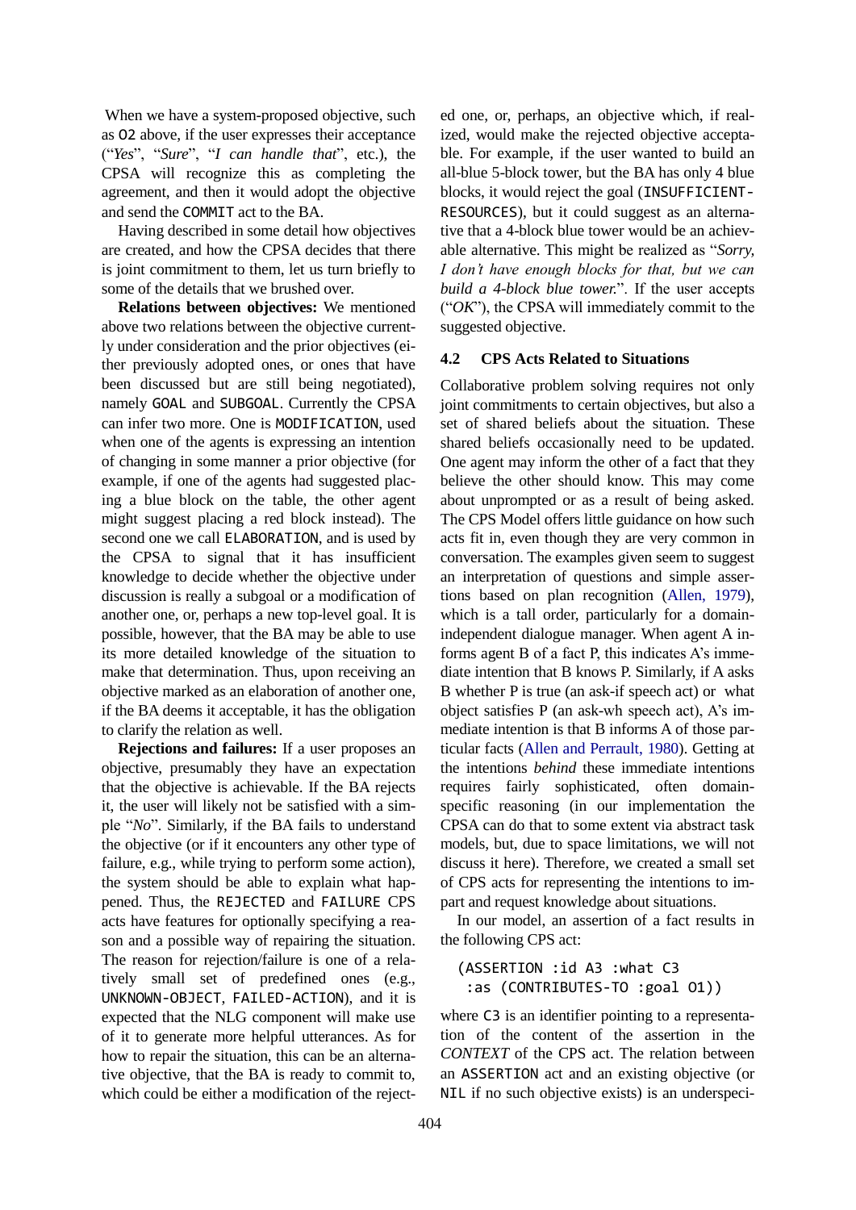When we have a system-proposed objective, such as O2 above, if the user expresses their acceptance ("*Yes*", "*Sure*", "*I can handle that*", etc.), the CPSA will recognize this as completing the agreement, and then it would adopt the objective and send the COMMIT act to the BA.

Having described in some detail how objectives are created, and how the CPSA decides that there is joint commitment to them, let us turn briefly to some of the details that we brushed over.

**Relations between objectives:** We mentioned above two relations between the objective currently under consideration and the prior objectives (either previously adopted ones, or ones that have been discussed but are still being negotiated), namely GOAL and SUBGOAL. Currently the CPSA can infer two more. One is MODIFICATION, used when one of the agents is expressing an intention of changing in some manner a prior objective (for example, if one of the agents had suggested placing a blue block on the table, the other agent might suggest placing a red block instead). The second one we call ELABORATION, and is used by the CPSA to signal that it has insufficient knowledge to decide whether the objective under discussion is really a subgoal or a modification of another one, or, perhaps a new top-level goal. It is possible, however, that the BA may be able to use its more detailed knowledge of the situation to make that determination. Thus, upon receiving an objective marked as an elaboration of another one, if the BA deems it acceptable, it has the obligation to clarify the relation as well.

**Rejections and failures:** If a user proposes an objective, presumably they have an expectation that the objective is achievable. If the BA rejects it, the user will likely not be satisfied with a simple "*No*". Similarly, if the BA fails to understand the objective (or if it encounters any other type of failure, e.g., while trying to perform some action), the system should be able to explain what happened. Thus, the REJECTED and FAILURE CPS acts have features for optionally specifying a reason and a possible way of repairing the situation. The reason for rejection/failure is one of a relatively small set of predefined ones (e.g., UNKNOWN-OBJECT, FAILED-ACTION), and it is expected that the NLG component will make use of it to generate more helpful utterances. As for how to repair the situation, this can be an alternative objective, that the BA is ready to commit to, which could be either a modification of the rejected one, or, perhaps, an objective which, if realized, would make the rejected objective acceptable. For example, if the user wanted to build an all-blue 5-block tower, but the BA has only 4 blue blocks, it would reject the goal (INSUFFICIENT-RESOURCES), but it could suggest as an alternative that a 4-block blue tower would be an achievable alternative. This might be realized as "*Sorry, I don't have enough blocks for that, but we can build a 4-block blue tower.*". If the user accepts ("*OK*"), the CPSA will immediately commit to the suggested objective.

## 4.2 CPS Acts Related to Situations

Collaborative problem solving requires not only joint commitments to certain objectives, but also a set of shared beliefs about the situation. These shared beliefs occasionally need to be updated. One agent may inform the other of a fact that they believe the other should know. This may come about unprompted or as a result of being asked. The CPS Model offers little guidance on how such acts fit in, even though they are very common in conversation. The examples given seem to suggest an interpretation of questions and simple assertions based on plan recognition (Allen, 1979), which is a tall order, particularly for a domain-independent dialogue manager. When agent A informs agent B of a fact P, this indicates A's immediate intention that B knows P. Similarly, if A asks B whether P is true (an ask-if speech act) or what object satisfies P (an ask-wh speech act), A's immediate intention is that B informs A of those particular facts (Allen and Perrault, 1980). Getting at the intentions *behind* these immediate intentions requires fairly sophisticated, often domain-specific reasoning (in our implementation the CPSA can do that to some extent via abstract task models, but, due to space limitations, we will not discuss it here). Therefore, we created a small set of CPS acts for representing the intentions to impart and request knowledge about situations.

In our model, an assertion of a fact results in the following CPS act:

```
(ASSERTION :id A3 :what C3
 :as (CONTRIBUTES-TO :goal O1))
```

where C3 is an identifier pointing to a representation of the content of the assertion in the *CONTEXT* of the CPS act. The relation between an ASSERTION act and an existing objective (or NIL if no such objective exists) is an underspeci-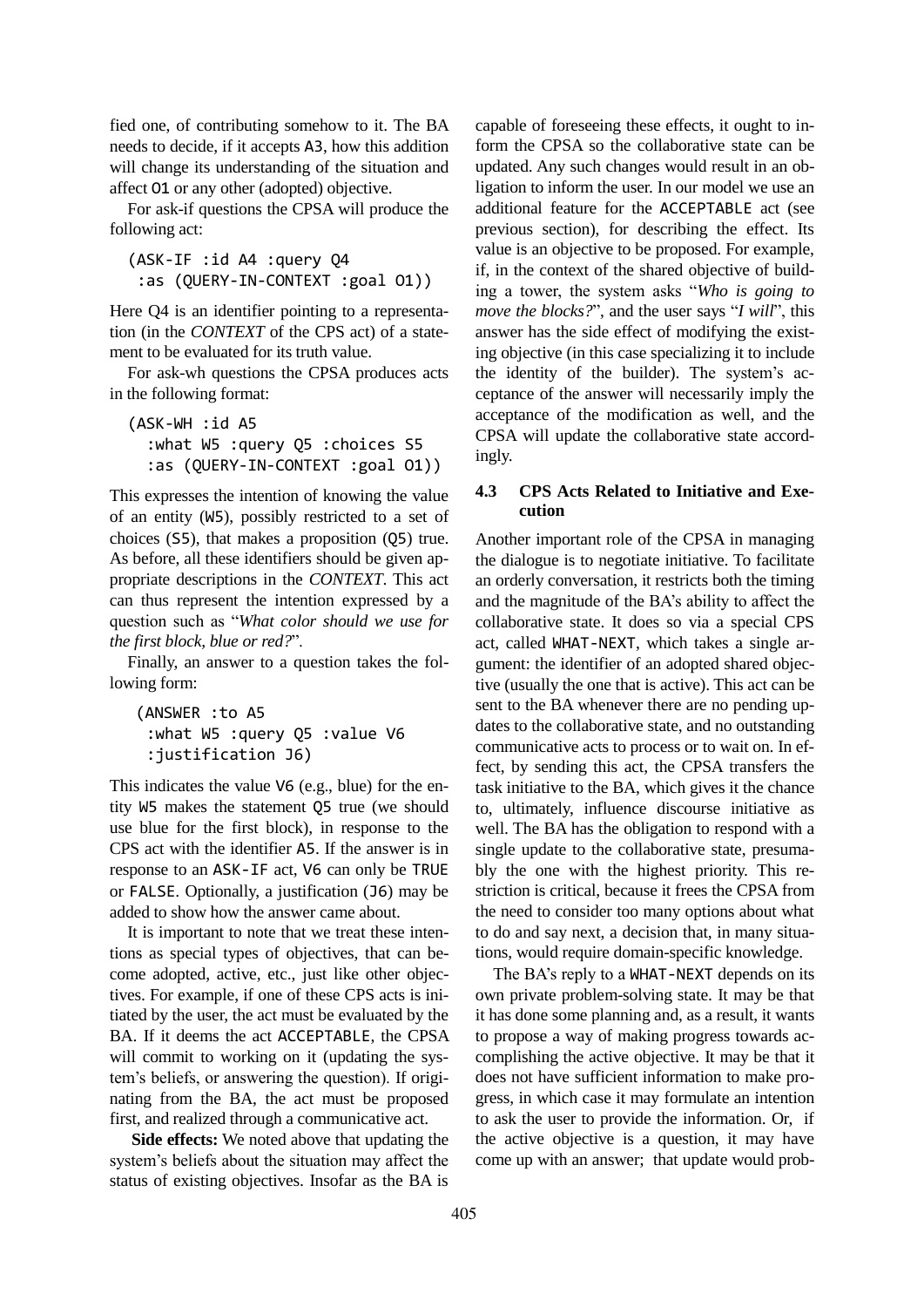fied one, of contributing somehow to it. The BA needs to decide, if it accepts A3, how this addition will change its understanding of the situation and affect O1 or any other (adopted) objective.

For ask-if questions the CPSA will produce the following act:

```
(ASK-IF :id A4 :query Q4
 :as (QUERY-IN-CONTEXT :goal O1))
```

Here Q4 is an identifier pointing to a representation (in the *CONTEXT* of the CPS act) of a statement to be evaluated for its truth value.

For ask-wh questions the CPSA produces acts in the following format:

```
(ASK-WH :id A5
  :what W5 :query Q5 :choices S5
  :as (QUERY-IN-CONTEXT :goal O1))
```

This expresses the intention of knowing the value of an entity (W5), possibly restricted to a set of choices (S5), that makes a proposition (Q5) true. As before, all these identifiers should be given appropriate descriptions in the *CONTEXT*. This act can thus represent the intention expressed by a question such as "*What color should we use for the first block, blue or red?*".

Finally, an answer to a question takes the following form:

```
(ANSWER :to A5
 :what W5 :query Q5 :value V6
 :justification J6)
```

This indicates the value V6 (e.g., blue) for the entity W5 makes the statement Q5 true (we should use blue for the first block), in response to the CPS act with the identifier A5. If the answer is in response to an ASK-IF act, V6 can only be TRUE or FALSE. Optionally, a justification (J6) may be added to show how the answer came about.

It is important to note that we treat these intentions as special types of objectives, that can become adopted, active, etc., just like other objectives. For example, if one of these CPS acts is initiated by the user, the act must be evaluated by the BA. If it deems the act ACCEPTABLE, the CPSA will commit to working on it (updating the system's beliefs, or answering the question). If originating from the BA, the act must be proposed first, and realized through a communicative act.

**Side effects:** We noted above that updating the system's beliefs about the situation may affect the status of existing objectives. Insofar as the BA is capable of foreseeing these effects, it ought to inform the CPSA so the collaborative state can be updated. Any such changes would result in an obligation to inform the user. In our model we use an additional feature for the ACCEPTABLE act (see previous section), for describing the effect. Its value is an objective to be proposed. For example, if, in the context of the shared objective of building a tower, the system asks "*Who is going to move the blocks?*", and the user says "*I will*", this answer has the side effect of modifying the existing objective (in this case specializing it to include the identity of the builder). The system's acceptance of the answer will necessarily imply the acceptance of the modification as well, and the CPSA will update the collaborative state accordingly.

### 4.3 CPS Acts Related to Initiative and Execution

Another important role of the CPSA in managing the dialogue is to negotiate initiative. To facilitate an orderly conversation, it restricts both the timing and the magnitude of the BA's ability to affect the collaborative state. It does so via a special CPS act, called WHAT-NEXT, which takes a single argument: the identifier of an adopted shared objective (usually the one that is active). This act can be sent to the BA whenever there are no pending updates to the collaborative state, and no outstanding communicative acts to process or to wait on. In effect, by sending this act, the CPSA transfers the task initiative to the BA, which gives it the chance to, ultimately, influence discourse initiative as well. The BA has the obligation to respond with a single update to the collaborative state, presumably the one with the highest priority. This restriction is critical, because it frees the CPSA from the need to consider too many options about what to do and say next, a decision that, in many situations, would require domain-specific knowledge.

The BA's reply to a WHAT-NEXT depends on its own private problem-solving state. It may be that it has done some planning and, as a result, it wants to propose a way of making progress towards accomplishing the active objective. It may be that it does not have sufficient information to make progress, in which case it may formulate an intention to ask the user to provide the information. Or, if the active objective is a question, it may have come up with an answer; that update would prob-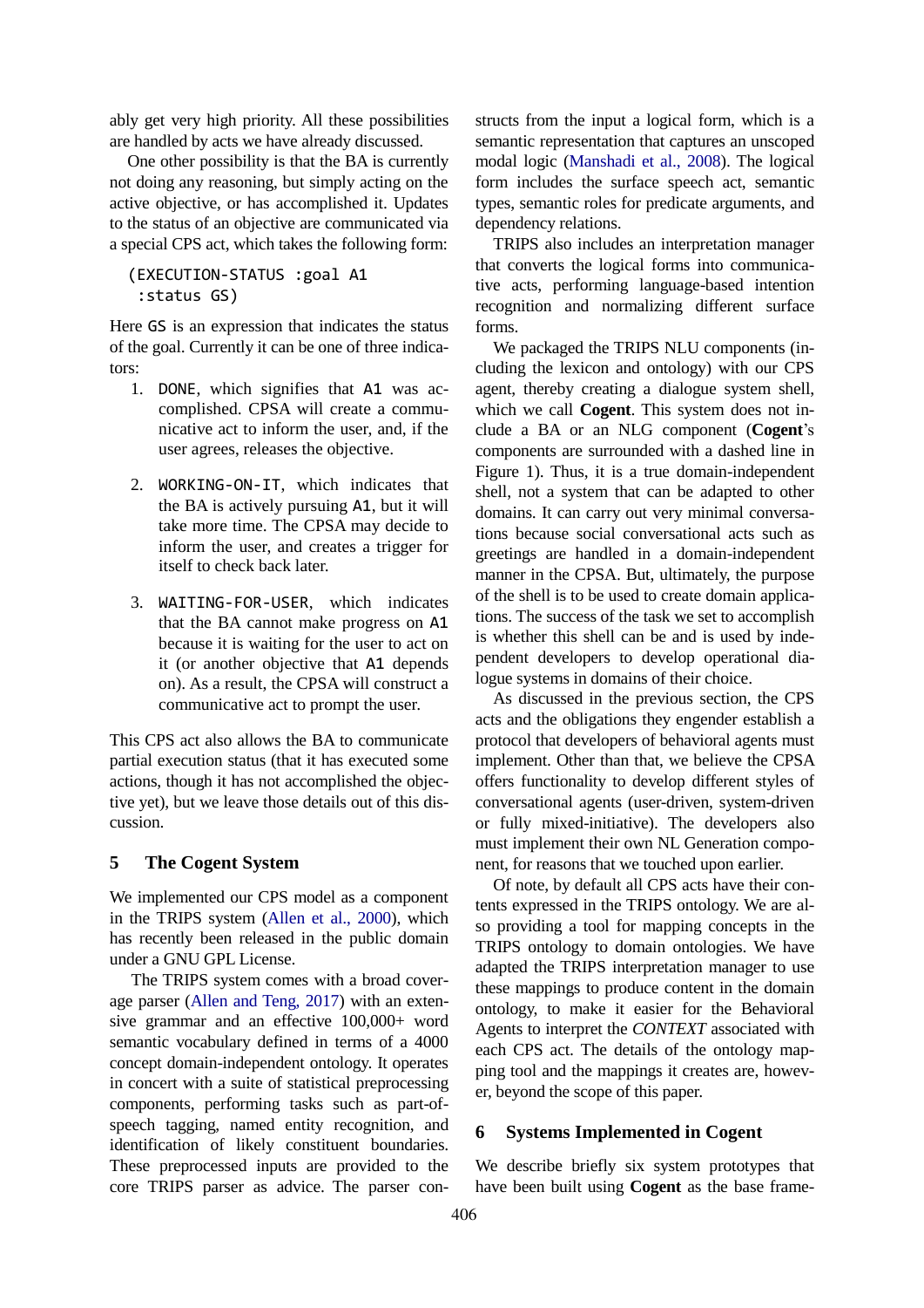ably get very high priority. All these possibilities are handled by acts we have already discussed.

One other possibility is that the BA is currently not doing any reasoning, but simply acting on the active objective, or has accomplished it. Updates to the status of an objective are communicated via a special CPS act, which takes the following form:

```
(EXECUTION-STATUS :goal A1
 :status GS)
```

Here `GS` is an expression that indicates the status of the goal. Currently it can be one of three indicators:

1. `DONE`, which signifies that `A1` was accomplished. CPSA will create a communicative act to inform the user, and, if the user agrees, releases the objective.

2. `WORKING-ON-IT`, which indicates that the BA is actively pursuing `A1`, but it will take more time. The CPSA may decide to inform the user, and creates a trigger for itself to check back later.

3. `WAITING-FOR-USER`, which indicates that the BA cannot make progress on `A1` because it is waiting for the user to act on it (or another objective that `A1` depends on). As a result, the CPSA will construct a communicative act to prompt the user.

This CPS act also allows the BA to communicate partial execution status (that it has executed some actions, though it has not accomplished the objective yet), but we leave those details out of this discussion.

## 5 The Cogent System

We implemented our CPS model as a component in the TRIPS system (Allen et al., 2000), which has recently been released in the public domain under a GNU GPL License.

The TRIPS system comes with a broad coverage parser (Allen and Teng, 2017) with an extensive grammar and an effective 100,000+ word semantic vocabulary defined in terms of a 4000 concept domain-independent ontology. It operates in concert with a suite of statistical preprocessing components, performing tasks such as part-of-speech tagging, named entity recognition, and identification of likely constituent boundaries. These preprocessed inputs are provided to the core TRIPS parser as advice. The parser constructs from the input a logical form, which is a semantic representation that captures an unscoped modal logic (Manshadi et al., 2008). The logical form includes the surface speech act, semantic types, semantic roles for predicate arguments, and dependency relations.

TRIPS also includes an interpretation manager that converts the logical forms into communicative acts, performing language-based intention recognition and normalizing different surface forms.

We packaged the TRIPS NLU components (including the lexicon and ontology) with our CPS agent, thereby creating a dialogue system shell, which we call **Cogent**. This system does not include a BA or an NLG component (**Cogent**'s components are surrounded with a dashed line in Figure 1). Thus, it is a true domain-independent shell, not a system that can be adapted to other domains. It can carry out very minimal conversations because social conversational acts such as greetings are handled in a domain-independent manner in the CPSA. But, ultimately, the purpose of the shell is to be used to create domain applications. The success of the task we set to accomplish is whether this shell can be and is used by independent developers to develop operational dialogue systems in domains of their choice.

As discussed in the previous section, the CPS acts and the obligations they engender establish a protocol that developers of behavioral agents must implement. Other than that, we believe the CPSA offers functionality to develop different styles of conversational agents (user-driven, system-driven or fully mixed-initiative). The developers also must implement their own NL Generation component, for reasons that we touched upon earlier.

Of note, by default all CPS acts have their contents expressed in the TRIPS ontology. We are also providing a tool for mapping concepts in the TRIPS ontology to domain ontologies. We have adapted the TRIPS interpretation manager to use these mappings to produce content in the domain ontology, to make it easier for the Behavioral Agents to interpret the *CONTEXT* associated with each CPS act. The details of the ontology mapping tool and the mappings it creates are, however, beyond the scope of this paper.

## 6 Systems Implemented in Cogent

We describe briefly six system prototypes that have been built using **Cogent** as the base frame-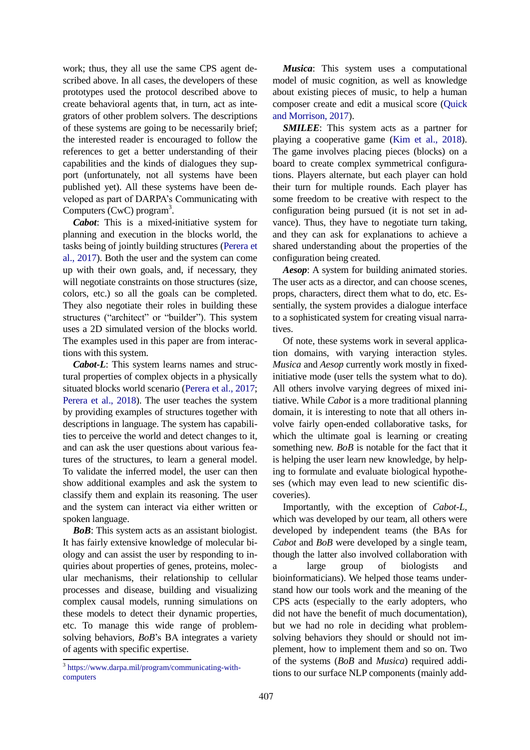work; thus, they all use the same CPS agent described above. In all cases, the developers of these prototypes used the protocol described above to create behavioral agents that, in turn, act as integrators of other problem solvers. The descriptions of these systems are going to be necessarily brief; the interested reader is encouraged to follow the references to get a better understanding of their capabilities and the kinds of dialogues they support (unfortunately, not all systems have been published yet). All these systems have been developed as part of DARPA's Communicating with Computers (CwC) program[3].

***Cabot***: This is a mixed-initiative system for planning and execution in the blocks world, the tasks being of jointly building structures (Perera et al., 2017). Both the user and the system can come up with their own goals, and, if necessary, they will negotiate constraints on those structures (size, colors, etc.) so all the goals can be completed. They also negotiate their roles in building these structures ("architect" or "builder"). This system uses a 2D simulated version of the blocks world. The examples used in this paper are from interactions with this system.

***Cabot-L***: This system learns names and structural properties of complex objects in a physically situated blocks world scenario (Perera et al., 2017; Perera et al., 2018). The user teaches the system by providing examples of structures together with descriptions in language. The system has capabilities to perceive the world and detect changes to it, and can ask the user questions about various features of the structures, to learn a general model. To validate the inferred model, the user can then show additional examples and ask the system to classify them and explain its reasoning. The user and the system can interact via either written or spoken language.

***BoB***: This system acts as an assistant biologist. It has fairly extensive knowledge of molecular biology and can assist the user by responding to inquiries about properties of genes, proteins, molecular mechanisms, their relationship to cellular processes and disease, building and visualizing complex causal models, running simulations on these models to detect their dynamic properties, etc. To manage this wide range of problem-solving behaviors, *BoB*'s BA integrates a variety of agents with specific expertise.

***Musica***: This system uses a computational model of music cognition, as well as knowledge about existing pieces of music, to help a human composer create and edit a musical score (Quick and Morrison, 2017).

***SMILEE***: This system acts as a partner for playing a cooperative game (Kim et al., 2018). The game involves placing pieces (blocks) on a board to create complex symmetrical configurations. Players alternate, but each player can hold their turn for multiple rounds. Each player has some freedom to be creative with respect to the configuration being pursued (it is not set in advance). Thus, they have to negotiate turn taking, and they can ask for explanations to achieve a shared understanding about the properties of the configuration being created.

***Aesop***: A system for building animated stories. The user acts as a director, and can choose scenes, props, characters, direct them what to do, etc. Essentially, the system provides a dialogue interface to a sophisticated system for creating visual narratives.

Of note, these systems work in several application domains, with varying interaction styles. *Musica* and *Aesop* currently work mostly in fixed-initiative mode (user tells the system what to do). All others involve varying degrees of mixed initiative. While *Cabot* is a more traditional planning domain, it is interesting to note that all others involve fairly open-ended collaborative tasks, for which the ultimate goal is learning or creating something new. *BoB* is notable for the fact that it is helping the user learn new knowledge, by helping to formulate and evaluate biological hypotheses (which may even lead to new scientific discoveries).

Importantly, with the exception of *Cabot-L*, which was developed by our team, all others were developed by independent teams (the BAs for *Cabot* and *BoB* were developed by a single team, though the latter also involved collaboration with a large group of biologists and bioinformaticians). We helped those teams understand how our tools work and the meaning of the CPS acts (especially to the early adopters, who did not have the benefit of much documentation), but we had no role in deciding what problem-solving behaviors they should or should not implement, how to implement them and so on. Two of the systems (*BoB* and *Musica*) required additions to our surface NLP components (mainly add-

[3] https://www.darpa.mil/program/communicating-with-computers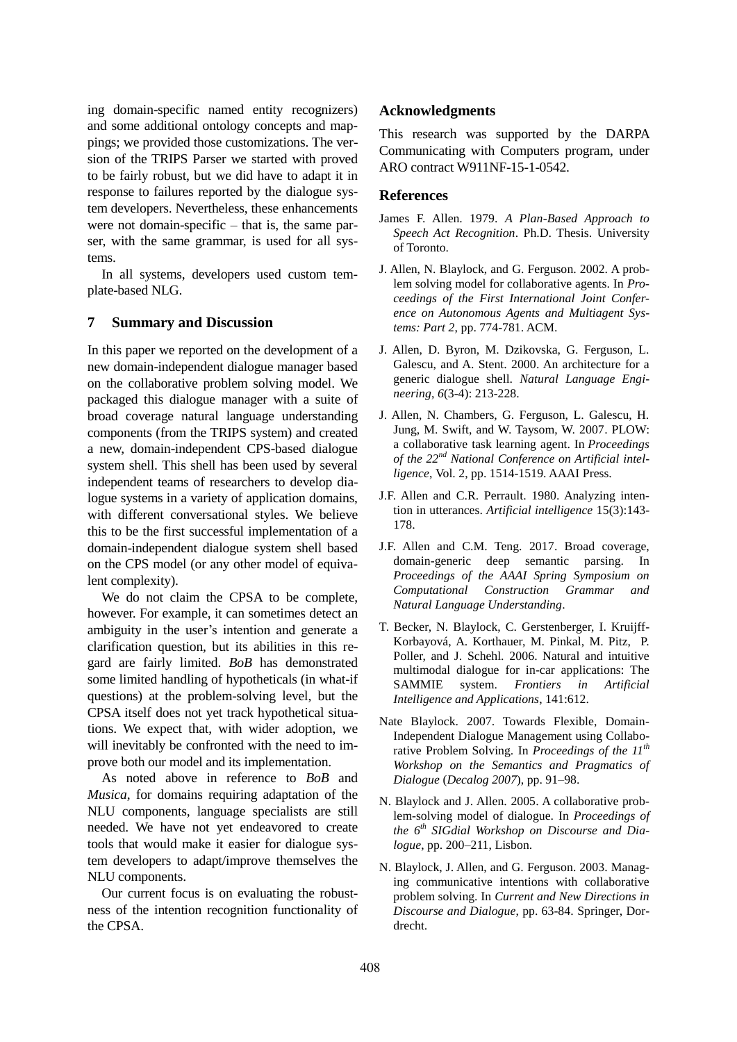ing domain-specific named entity recognizers) and some additional ontology concepts and mappings; we provided those customizations. The version of the TRIPS Parser we started with proved to be fairly robust, but we did have to adapt it in response to failures reported by the dialogue system developers. Nevertheless, these enhancements were not domain-specific – that is, the same parser, with the same grammar, is used for all systems.

In all systems, developers used custom template-based NLG.

## 7 Summary and Discussion

In this paper we reported on the development of a new domain-independent dialogue manager based on the collaborative problem solving model. We packaged this dialogue manager with a suite of broad coverage natural language understanding components (from the TRIPS system) and created a new, domain-independent CPS-based dialogue system shell. This shell has been used by several independent teams of researchers to develop dialogue systems in a variety of application domains, with different conversational styles. We believe this to be the first successful implementation of a domain-independent dialogue system shell based on the CPS model (or any other model of equivalent complexity).

We do not claim the CPSA to be complete, however. For example, it can sometimes detect an ambiguity in the user's intention and generate a clarification question, but its abilities in this regard are fairly limited. *BoB* has demonstrated some limited handling of hypotheticals (in what-if questions) at the problem-solving level, but the CPSA itself does not yet track hypothetical situations. We expect that, with wider adoption, we will inevitably be confronted with the need to improve both our model and its implementation.

As noted above in reference to *BoB* and *Musica*, for domains requiring adaptation of the NLU components, language specialists are still needed. We have not yet endeavored to create tools that would make it easier for dialogue system developers to adapt/improve themselves the NLU components.

Our current focus is on evaluating the robustness of the intention recognition functionality of the CPSA.

## Acknowledgments

This research was supported by the DARPA Communicating with Computers program, under ARO contract W911NF-15-1-0542.

## References

James F. Allen. 1979. *A Plan-Based Approach to Speech Act Recognition*. Ph.D. Thesis. University of Toronto.

J. Allen, N. Blaylock, and G. Ferguson. 2002. A problem solving model for collaborative agents. In *Proceedings of the First International Joint Conference on Autonomous Agents and Multiagent Systems: Part 2*, pp. 774-781. ACM.

J. Allen, D. Byron, M. Dzikovska, G. Ferguson, L. Galescu, and A. Stent. 2000. An architecture for a generic dialogue shell. *Natural Language Engineering*, *6*(3-4): 213-228.

J. Allen, N. Chambers, G. Ferguson, L. Galescu, H. Jung, M. Swift, and W. Taysom, W. 2007. PLOW: a collaborative task learning agent. In *Proceedings of the 22nd National Conference on Artificial intelligence*, Vol. 2, pp. 1514-1519. AAAI Press.

J.F. Allen and C.R. Perrault. 1980. Analyzing intention in utterances. *Artificial intelligence* 15(3):143-178.

J.F. Allen and C.M. Teng. 2017. Broad coverage, domain-generic deep semantic parsing. In *Proceedings of the AAAI Spring Symposium on Computational Construction Grammar and Natural Language Understanding*.

T. Becker, N. Blaylock, C. Gerstenberger, I. Kruijff-Korbayová, A. Korthauer, M. Pinkal, M. Pitz, P. Poller, and J. Schehl. 2006. Natural and intuitive multimodal dialogue for in-car applications: The SAMMIE system. *Frontiers in Artificial Intelligence and Applications*, 141:612.

Nate Blaylock. 2007. Towards Flexible, Domain-Independent Dialogue Management using Collaborative Problem Solving. In *Proceedings of the 11th Workshop on the Semantics and Pragmatics of Dialogue* (*Decalog 2007*), pp. 91–98.

N. Blaylock and J. Allen. 2005. A collaborative problem-solving model of dialogue. In *Proceedings of the 6th SIGdial Workshop on Discourse and Dialogue*, pp. 200–211, Lisbon.

N. Blaylock, J. Allen, and G. Ferguson. 2003. Managing communicative intentions with collaborative problem solving. In *Current and New Directions in Discourse and Dialogue*, pp. 63-84. Springer, Dordrecht.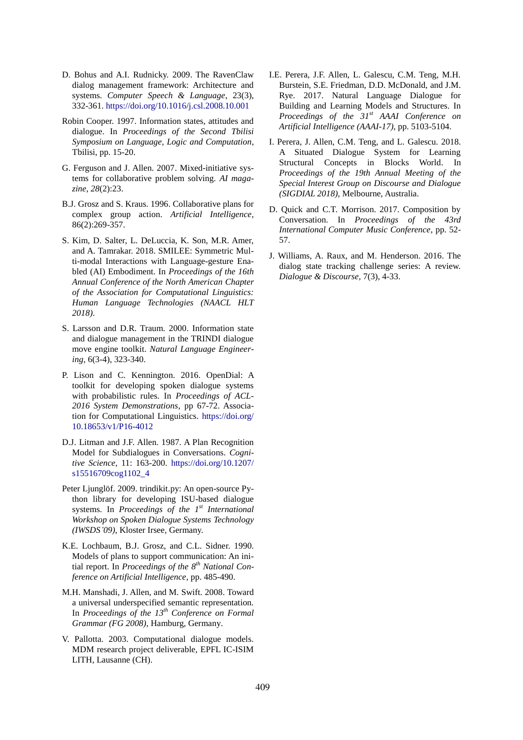D. Bohus and A.I. Rudnicky. 2009. The RavenClaw dialog management framework: Architecture and systems. *Computer Speech & Language*, 23(3), 332-361. https://doi.org/10.1016/j.csl.2008.10.001

Robin Cooper. 1997. Information states, attitudes and dialogue. In *Proceedings of the Second Tbilisi Symposium on Language, Logic and Computation*, Tbilisi, pp. 15-20.

G. Ferguson and J. Allen. 2007. Mixed-initiative systems for collaborative problem solving. *AI magazine*, *28*(2):23.

B.J. Grosz and S. Kraus. 1996. Collaborative plans for complex group action. *Artificial Intelligence*, 86(2):269-357.

S. Kim, D. Salter, L. DeLuccia, K. Son, M.R. Amer, and A. Tamrakar. 2018. SMILEE: Symmetric Multi-modal Interactions with Language-gesture Enabled (AI) Embodiment. In *Proceedings of the 16th Annual Conference of the North American Chapter of the Association for Computational Linguistics: Human Language Technologies (NAACL HLT 2018)*.

S. Larsson and D.R. Traum. 2000. Information state and dialogue management in the TRINDI dialogue move engine toolkit. *Natural Language Engineering*, 6(3-4), 323-340.

P. Lison and C. Kennington. 2016. OpenDial: A toolkit for developing spoken dialogue systems with probabilistic rules. In *Proceedings of ACL-2016 System Demonstrations*, pp 67-72. Association for Computational Linguistics. https://doi.org/10.18653/v1/P16-4012

D.J. Litman and J.F. Allen. 1987. A Plan Recognition Model for Subdialogues in Conversations. *Cognitive Science*, 11: 163-200. https://doi.org/10.1207/s15516709cog1102_4

Peter Ljunglöf. 2009. trindikit.py: An open-source Python library for developing ISU-based dialogue systems. In *Proceedings of the 1st International Workshop on Spoken Dialogue Systems Technology (IWSDS'09)*, Kloster Irsee, Germany.

K.E. Lochbaum, B.J. Grosz, and C.L. Sidner. 1990. Models of plans to support communication: An initial report. In *Proceedings of the 8th National Conference on Artificial Intelligence*, pp. 485-490.

M.H. Manshadi, J. Allen, and M. Swift. 2008. Toward a universal underspecified semantic representation. In *Proceedings of the 13th Conference on Formal Grammar (FG 2008)*, Hamburg, Germany.

V. Pallotta. 2003. Computational dialogue models. MDM research project deliverable, EPFL IC-ISIM LITH, Lausanne (CH).

I.E. Perera, J.F. Allen, L. Galescu, C.M. Teng, M.H. Burstein, S.E. Friedman, D.D. McDonald, and J.M. Rye. 2017. Natural Language Dialogue for Building and Learning Models and Structures. In *Proceedings of the 31st AAAI Conference on Artificial Intelligence (AAAI-17)*, pp. 5103-5104.

I. Perera, J. Allen, C.M. Teng, and L. Galescu. 2018. A Situated Dialogue System for Learning Structural Concepts in Blocks World. In *Proceedings of the 19th Annual Meeting of the Special Interest Group on Discourse and Dialogue (SIGDIAL 2018)*, Melbourne, Australia.

D. Quick and C.T. Morrison. 2017. Composition by Conversation. In *Proceedings of the 43rd International Computer Music Conference*, pp. 52-57.

J. Williams, A. Raux, and M. Henderson. 2016. The dialog state tracking challenge series: A review. *Dialogue & Discourse*, 7(3), 4-33.